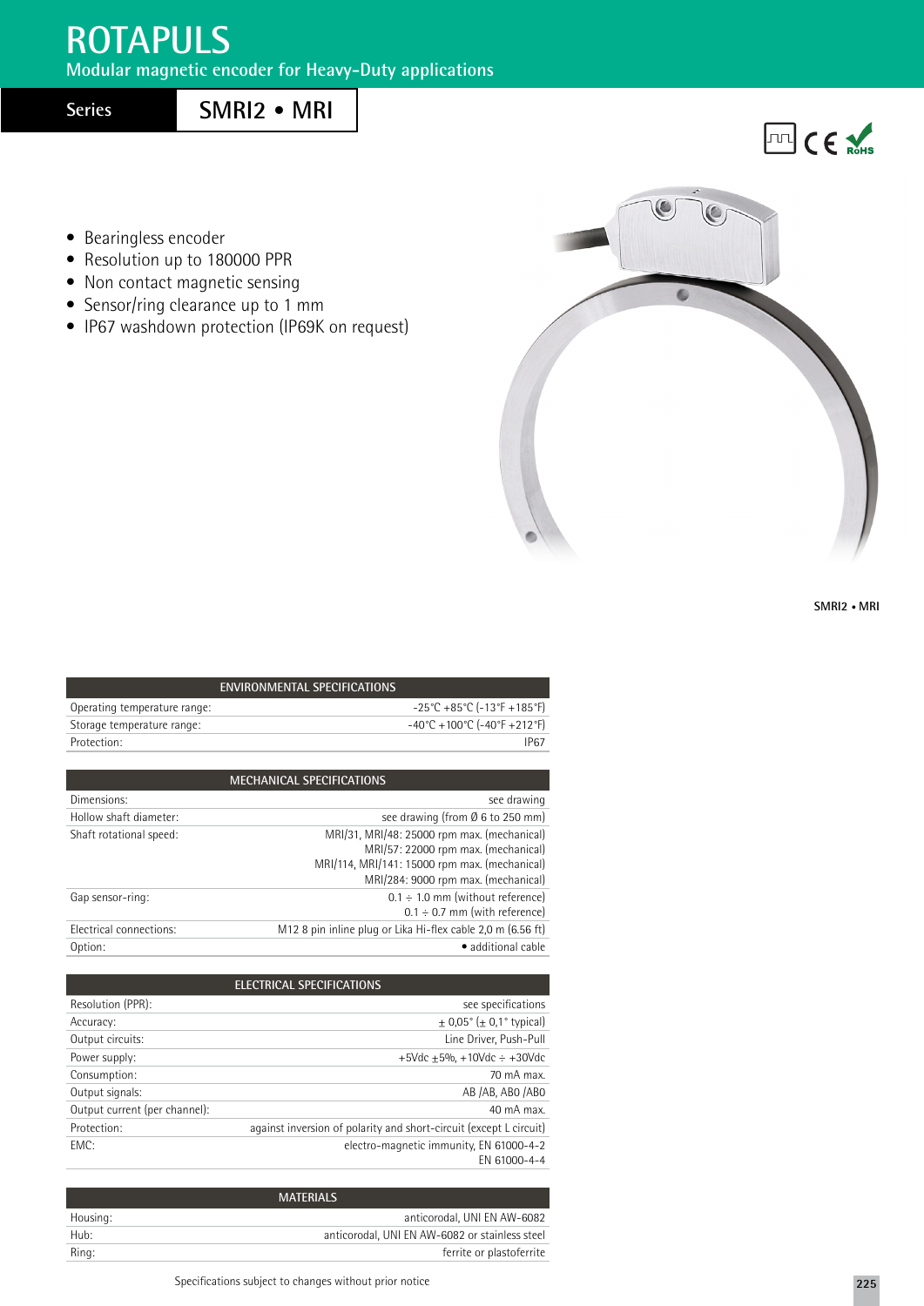# ROTAPULS

Modular magnetic encoder for Heavy-Duty applications

## Series SMRI2 • MRI

- Bearingless encoder
- Resolution up to 180000 PPR
- Non contact magnetic sensing
- Sensor/ring clearance up to 1 mm
- IP67 washdown protection (IP69K on request)

SMRI2 • MRI

| ENVIRONMENTAL SPECIFICATIONS | |
|---|---|
| Operating temperature range: | -25°C +85°C (-13°F +185°F) |
| Storage temperature range: | -40°C +100°C (-40°F +212°F) |
| Protection: | IP67 |

| MECHANICAL SPECIFICATIONS | |
|---|---|
| Dimensions: | see drawing |
| Hollow shaft diameter: | see drawing (from Ø 6 to 250 mm) |
| Shaft rotational speed: | MRI/31, MRI/48: 25000 rpm max. (mechanical)<br>MRI/57: 22000 rpm max. (mechanical)<br>MRI/114, MRI/141: 15000 rpm max. (mechanical)<br>MRI/284: 9000 rpm max. (mechanical) |
| Gap sensor-ring: | 0.1 ÷ 1.0 mm (without reference)<br>0.1 ÷ 0.7 mm (with reference) |
| Electrical connections: | M12 8 pin inline plug or Lika Hi-flex cable 2,0 m (6.56 ft) |
| Option: | • additional cable |

| ELECTRICAL SPECIFICATIONS | |
|---|---|
| Resolution (PPR): | see specifications |
| Accuracy: | ± 0,05° (± 0,1° typical) |
| Output circuits: | Line Driver, Push-Pull |
| Power supply: | +5Vdc ±5%, +10Vdc ÷ +30Vdc |
| Consumption: | 70 mA max. |
| Output signals: | AB /AB, AB0 /AB0 |
| Output current (per channel): | 40 mA max. |
| Protection: | against inversion of polarity and short-circuit (except L circuit) |
| EMC: | electro-magnetic immunity, EN 61000-4-2<br>EN 61000-4-4 |

| MATERIALS | |
|---|---|
| Housing: | anticorodal, UNI EN AW-6082 |
| Hub: | anticorodal, UNI EN AW-6082 or stainless steel |
| Ring: | ferrite or plastoferrite |

Specifications subject to changes without prior notice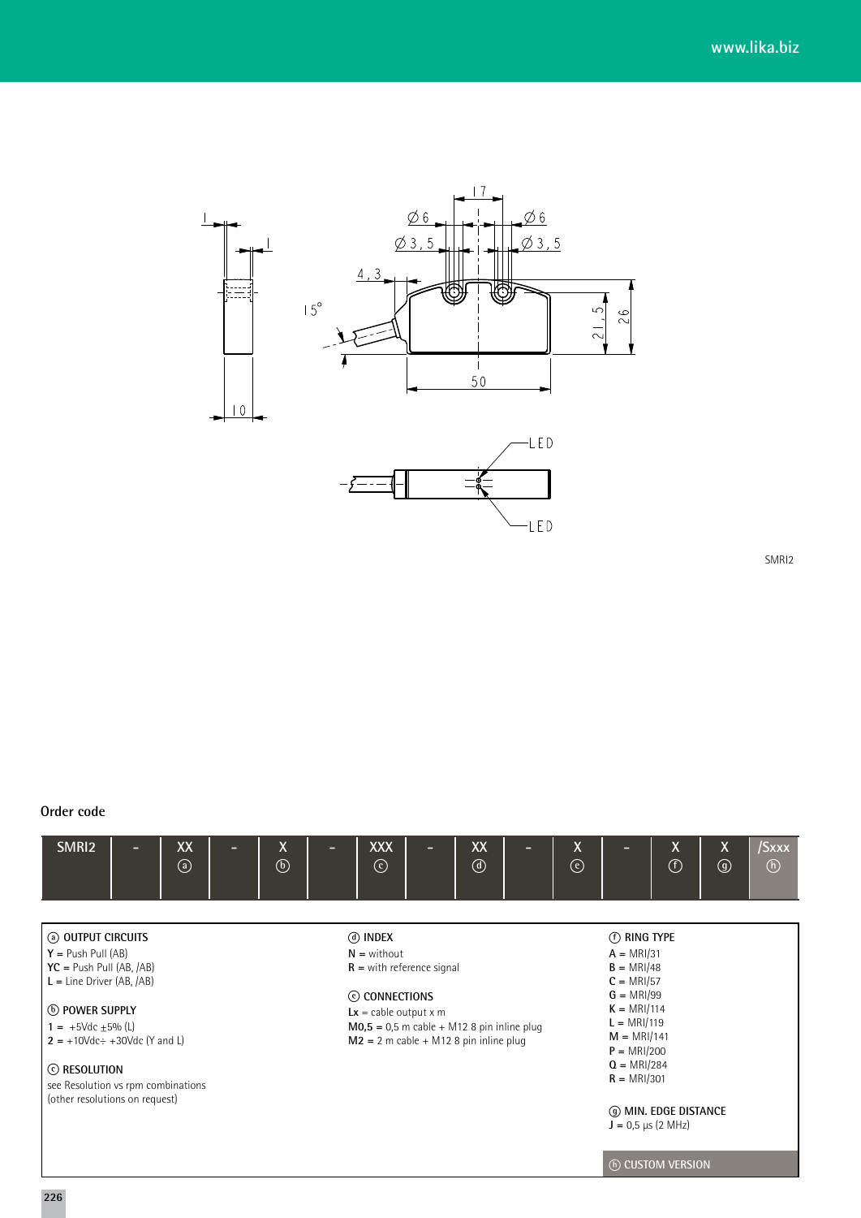SMRI2

**Order code**

| SMRI2 | - | XX ⓐ | - | X ⓑ | - | XXX ⓒ | - | XX ⓓ | - | X ⓔ | - | X ⓕ | X ⓖ | /Sxxx ⓗ |
|---|---|---|---|---|---|---|---|---|---|---|---|---|---|---|

ⓐ **OUTPUT CIRCUITS**
**Y** = Push Pull (AB)
**YC** = Push Pull (AB, /AB)
**L** = Line Driver (AB, /AB)

ⓑ **POWER SUPPLY**
**1** = +5Vdc ±5% (L)
**2** = +10Vdc÷ +30Vdc (Y and L)

ⓒ **RESOLUTION**
see Resolution vs rpm combinations
(other resolutions on request)

ⓓ **INDEX**
**N** = without
**R** = with reference signal

ⓔ **CONNECTIONS**
**Lx** = cable output x m
**M0,5** = 0,5 m cable + M12 8 pin inline plug
**M2** = 2 m cable + M12 8 pin inline plug

ⓕ **RING TYPE**
**A** = MRI/31
**B** = MRI/48
**C** = MRI/57
**G** = MRI/99
**K** = MRI/114
**L** = MRI/119
**M** = MRI/141
**P** = MRI/200
**Q** = MRI/284
**R** = MRI/301

ⓖ **MIN. EDGE DISTANCE**
**J** = 0,5 µs (2 MHz)

ⓗ **CUSTOM VERSION**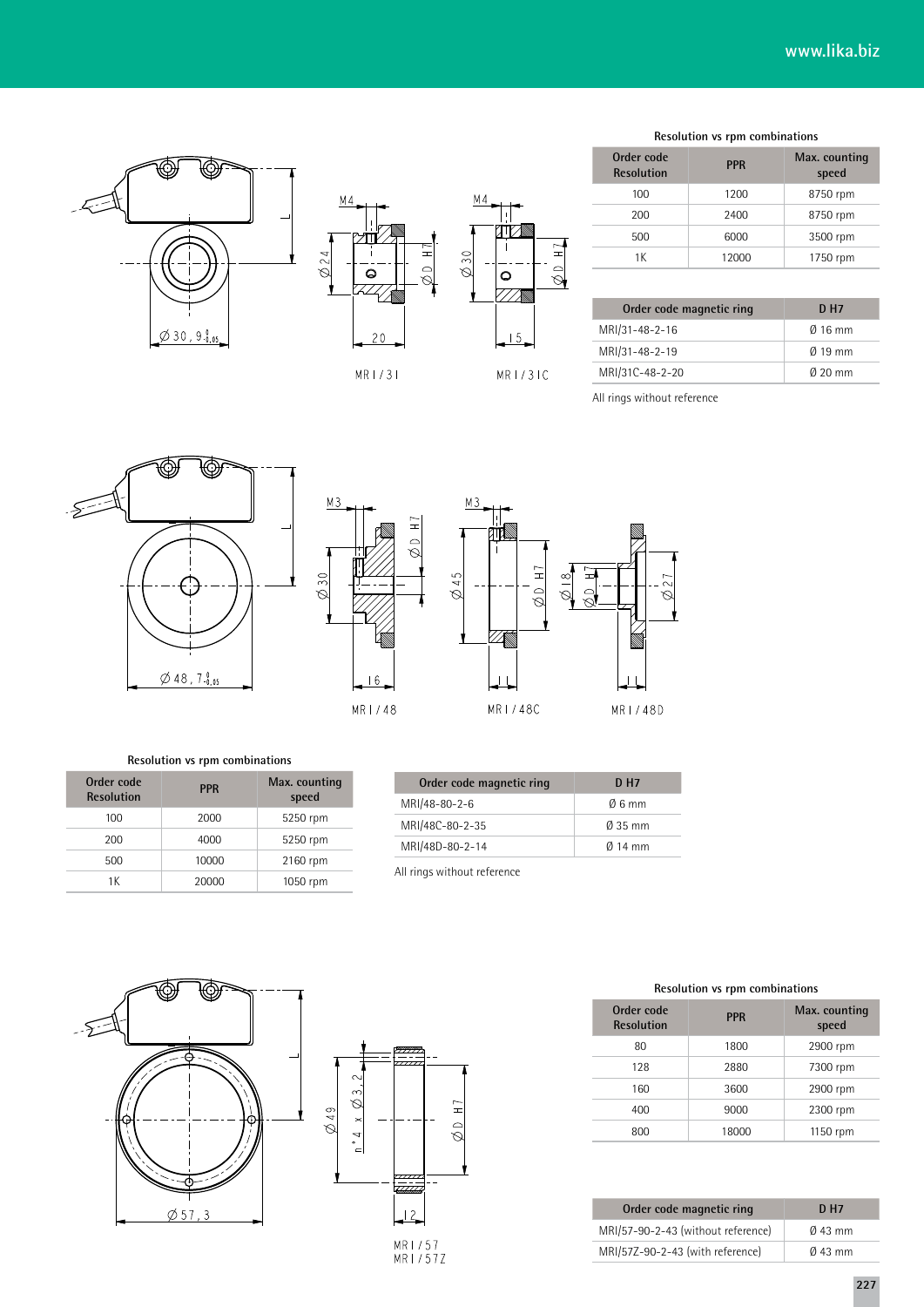Resolution vs rpm combinations

| Order code Resolution | PPR | Max. counting speed |
|---|---|---|
| 100 | 1200 | 8750 rpm |
| 200 | 2400 | 8750 rpm |
| 500 | 6000 | 3500 rpm |
| 1K | 12000 | 1750 rpm |

| Order code magnetic ring | D H7 |
|---|---|
| MRI/31-48-2-16 | Ø 16 mm |
| MRI/31-48-2-19 | Ø 19 mm |
| MRI/31C-48-2-20 | Ø 20 mm |

All rings without reference

MRI/31 MRI/31C

MRI/48 MRI/48C MRI/48D

Resolution vs rpm combinations

| Order code Resolution | PPR | Max. counting speed |
|---|---|---|
| 100 | 2000 | 5250 rpm |
| 200 | 4000 | 5250 rpm |
| 500 | 10000 | 2160 rpm |
| 1K | 20000 | 1050 rpm |

| Order code magnetic ring | D H7 |
|---|---|
| MRI/48-80-2-6 | Ø 6 mm |
| MRI/48C-80-2-35 | Ø 35 mm |
| MRI/48D-80-2-14 | Ø 14 mm |

All rings without reference

MRI/57
MRI/57Z

Resolution vs rpm combinations

| Order code Resolution | PPR | Max. counting speed |
|---|---|---|
| 80 | 1800 | 2900 rpm |
| 128 | 2880 | 7300 rpm |
| 160 | 3600 | 2900 rpm |
| 400 | 9000 | 2300 rpm |
| 800 | 18000 | 1150 rpm |

| Order code magnetic ring | D H7 |
|---|---|
| MRI/57-90-2-43 (without reference) | Ø 43 mm |
| MRI/57Z-90-2-43 (with reference) | Ø 43 mm |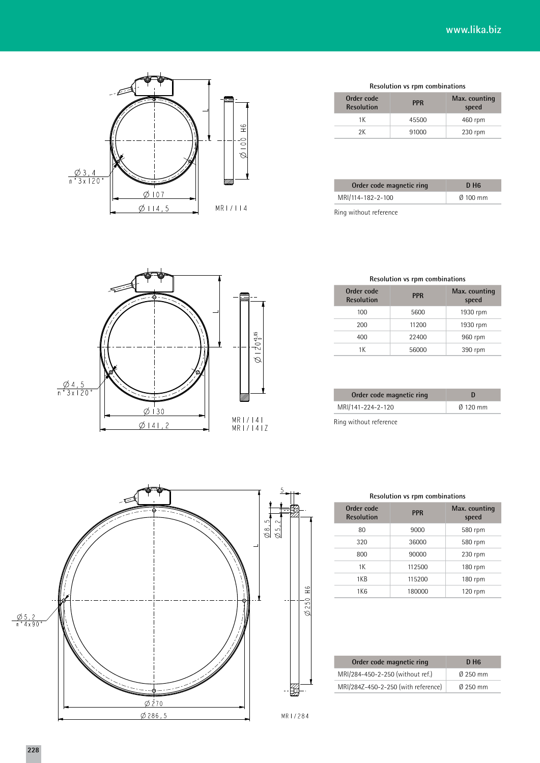Ø 3,4
n°3x120°

Ø 107

Ø 114,5

L

Ø 100 H6

MRI/114

Resolution vs rpm combinations

| Order code Resolution | PPR | Max. counting speed |
|---|---|---|
| 1K | 45500 | 460 rpm |
| 2K | 91000 | 230 rpm |

| Order code magnetic ring | D H6 |
|---|---|
| MRI/114-182-2-100 | Ø 100 mm |

Ring without reference

Ø 4,5
n°3x120°

Ø 130

Ø 141,2

L

Ø 120 +0.05 0

MRI/141
MRI/141Z

Resolution vs rpm combinations

| Order code Resolution | PPR | Max. counting speed |
|---|---|---|
| 100 | 5600 | 1930 rpm |
| 200 | 11200 | 1930 rpm |
| 400 | 22400 | 960 rpm |
| 1K | 56000 | 390 rpm |

| Order code magnetic ring | D |
|---|---|
| MRI/141-224-2-120 | Ø 120 mm |

Ring without reference

Ø 5,2
n°4x90°

Ø 270

Ø 286,5

L

5

Ø 8,5

Ø 5,2

Ø 250 H6

MRI/284

Resolution vs rpm combinations

| Order code Resolution | PPR | Max. counting speed |
|---|---|---|
| 80 | 9000 | 580 rpm |
| 320 | 36000 | 580 rpm |
| 800 | 90000 | 230 rpm |
| 1K | 112500 | 180 rpm |
| 1KB | 115200 | 180 rpm |
| 1K6 | 180000 | 120 rpm |

| Order code magnetic ring | D H6 |
|---|---|
| MRI/284-450-2-250 (without ref.) | Ø 250 mm |
| MRI/284Z-450-2-250 (with reference) | Ø 250 mm |